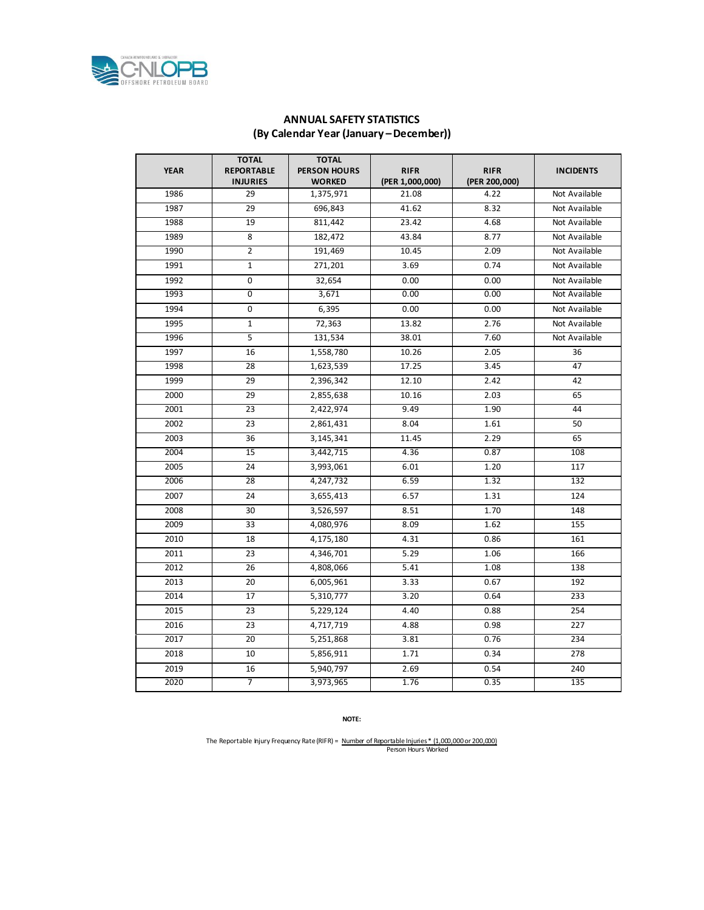## ANNUAL SAFETY STATISTICS
## (By Calendar Year (January – December))

| YEAR | TOTAL REPORTABLE INJURIES | TOTAL PERSON HOURS WORKED | RIFR (PER 1,000,000) | RIFR (PER 200,000) | INCIDENTS |
|---|---|---|---|---|---|
| 1986 | 29 | 1,375,971 | 21.08 | 4.22 | Not Available |
| 1987 | 29 | 696,843 | 41.62 | 8.32 | Not Available |
| 1988 | 19 | 811,442 | 23.42 | 4.68 | Not Available |
| 1989 | 8 | 182,472 | 43.84 | 8.77 | Not Available |
| 1990 | 2 | 191,469 | 10.45 | 2.09 | Not Available |
| 1991 | 1 | 271,201 | 3.69 | 0.74 | Not Available |
| 1992 | 0 | 32,654 | 0.00 | 0.00 | Not Available |
| 1993 | 0 | 3,671 | 0.00 | 0.00 | Not Available |
| 1994 | 0 | 6,395 | 0.00 | 0.00 | Not Available |
| 1995 | 1 | 72,363 | 13.82 | 2.76 | Not Available |
| 1996 | 5 | 131,534 | 38.01 | 7.60 | Not Available |
| 1997 | 16 | 1,558,780 | 10.26 | 2.05 | 36 |
| 1998 | 28 | 1,623,539 | 17.25 | 3.45 | 47 |
| 1999 | 29 | 2,396,342 | 12.10 | 2.42 | 42 |
| 2000 | 29 | 2,855,638 | 10.16 | 2.03 | 65 |
| 2001 | 23 | 2,422,974 | 9.49 | 1.90 | 44 |
| 2002 | 23 | 2,861,431 | 8.04 | 1.61 | 50 |
| 2003 | 36 | 3,145,341 | 11.45 | 2.29 | 65 |
| 2004 | 15 | 3,442,715 | 4.36 | 0.87 | 108 |
| 2005 | 24 | 3,993,061 | 6.01 | 1.20 | 117 |
| 2006 | 28 | 4,247,732 | 6.59 | 1.32 | 132 |
| 2007 | 24 | 3,655,413 | 6.57 | 1.31 | 124 |
| 2008 | 30 | 3,526,597 | 8.51 | 1.70 | 148 |
| 2009 | 33 | 4,080,976 | 8.09 | 1.62 | 155 |
| 2010 | 18 | 4,175,180 | 4.31 | 0.86 | 161 |
| 2011 | 23 | 4,346,701 | 5.29 | 1.06 | 166 |
| 2012 | 26 | 4,808,066 | 5.41 | 1.08 | 138 |
| 2013 | 20 | 6,005,961 | 3.33 | 0.67 | 192 |
| 2014 | 17 | 5,310,777 | 3.20 | 0.64 | 233 |
| 2015 | 23 | 5,229,124 | 4.40 | 0.88 | 254 |
| 2016 | 23 | 4,717,719 | 4.88 | 0.98 | 227 |
| 2017 | 20 | 5,251,868 | 3.81 | 0.76 | 234 |
| 2018 | 10 | 5,856,911 | 1.71 | 0.34 | 278 |
| 2019 | 16 | 5,940,797 | 2.69 | 0.54 | 240 |
| 2020 | 7 | 3,973,965 | 1.76 | 0.35 | 135 |

**NOTE:**

The Reportable Injury Frequency Rate (RIFR) = $\frac{\text{Number of Reportable Injuries} * (1{,}000{,}000 \text{ or } 200{,}000)}{\text{Person Hours Worked}}$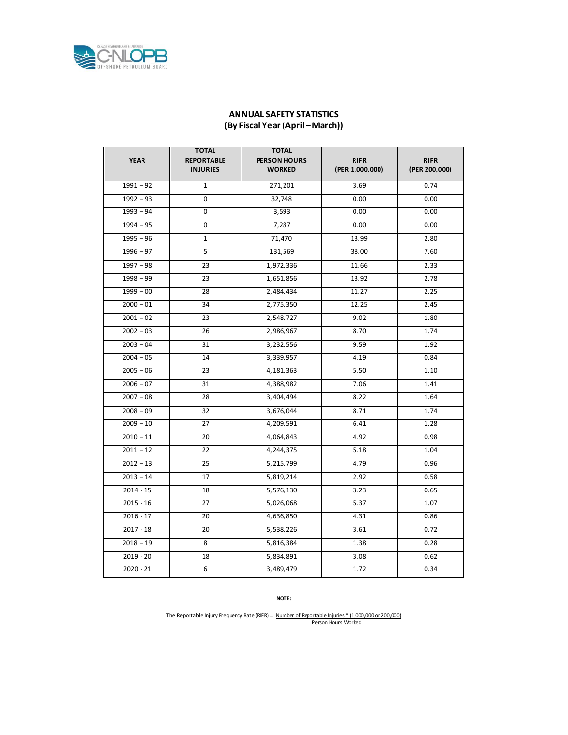## ANNUAL SAFETY STATISTICS
## (By Fiscal Year (April – March))

| YEAR | TOTAL REPORTABLE INJURIES | TOTAL PERSON HOURS WORKED | RIFR (PER 1,000,000) | RIFR (PER 200,000) |
|---|---|---|---|---|
| 1991 – 92 | 1 | 271,201 | 3.69 | 0.74 |
| 1992 – 93 | 0 | 32,748 | 0.00 | 0.00 |
| 1993 – 94 | 0 | 3,593 | 0.00 | 0.00 |
| 1994 – 95 | 0 | 7,287 | 0.00 | 0.00 |
| 1995 – 96 | 1 | 71,470 | 13.99 | 2.80 |
| 1996 – 97 | 5 | 131,569 | 38.00 | 7.60 |
| 1997 – 98 | 23 | 1,972,336 | 11.66 | 2.33 |
| 1998 – 99 | 23 | 1,651,856 | 13.92 | 2.78 |
| 1999 – 00 | 28 | 2,484,434 | 11.27 | 2.25 |
| 2000 – 01 | 34 | 2,775,350 | 12.25 | 2.45 |
| 2001 – 02 | 23 | 2,548,727 | 9.02 | 1.80 |
| 2002 – 03 | 26 | 2,986,967 | 8.70 | 1.74 |
| 2003 – 04 | 31 | 3,232,556 | 9.59 | 1.92 |
| 2004 – 05 | 14 | 3,339,957 | 4.19 | 0.84 |
| 2005 – 06 | 23 | 4,181,363 | 5.50 | 1.10 |
| 2006 – 07 | 31 | 4,388,982 | 7.06 | 1.41 |
| 2007 – 08 | 28 | 3,404,494 | 8.22 | 1.64 |
| 2008 – 09 | 32 | 3,676,044 | 8.71 | 1.74 |
| 2009 – 10 | 27 | 4,209,591 | 6.41 | 1.28 |
| 2010 – 11 | 20 | 4,064,843 | 4.92 | 0.98 |
| 2011 – 12 | 22 | 4,244,375 | 5.18 | 1.04 |
| 2012 – 13 | 25 | 5,215,799 | 4.79 | 0.96 |
| 2013 – 14 | 17 | 5,819,214 | 2.92 | 0.58 |
| 2014 - 15 | 18 | 5,576,130 | 3.23 | 0.65 |
| 2015 - 16 | 27 | 5,026,068 | 5.37 | 1.07 |
| 2016 - 17 | 20 | 4,636,850 | 4.31 | 0.86 |
| 2017 - 18 | 20 | 5,538,226 | 3.61 | 0.72 |
| 2018 – 19 | 8 | 5,816,384 | 1.38 | 0.28 |
| 2019 - 20 | 18 | 5,834,891 | 3.08 | 0.62 |
| 2020 - 21 | 6 | 3,489,479 | 1.72 | 0.34 |

**NOTE:**

The Reportable Injury Frequency Rate (RIFR) = $\frac{\text{Number of Reportable Injuries} * (1{,}000{,}000 \text{ or } 200{,}000)}{\text{Person Hours Worked}}$